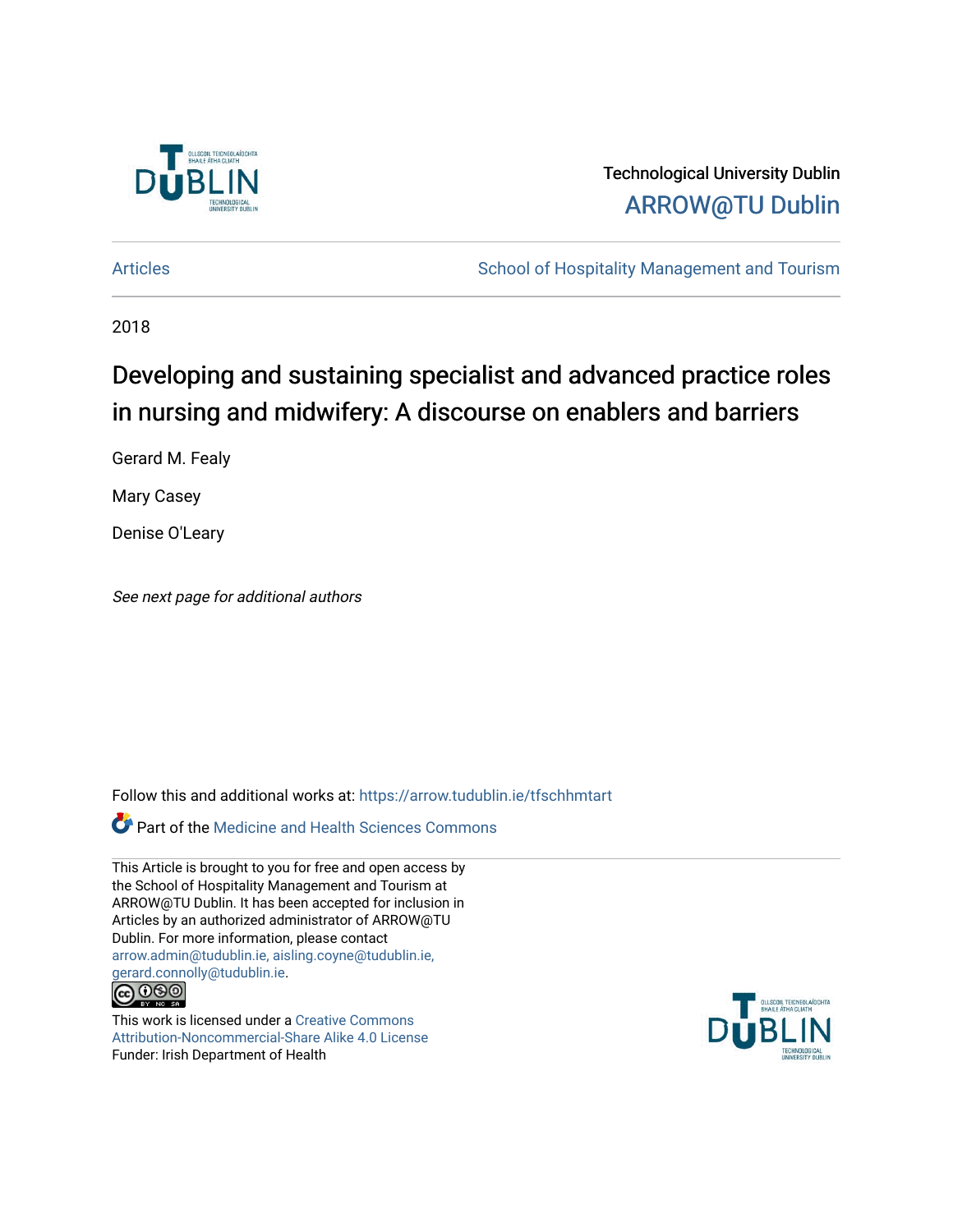Technological University Dublin
ARROW@TU Dublin

Articles | School of Hospitality Management and Tourism

2018

# Developing and sustaining specialist and advanced practice roles in nursing and midwifery: A discourse on enablers and barriers

Gerard M. Fealy

Mary Casey

Denise O'Leary

*See next page for additional authors*

Follow this and additional works at: https://arrow.tudublin.ie/tfschhmtart

Part of the Medicine and Health Sciences Commons

This Article is brought to you for free and open access by the School of Hospitality Management and Tourism at ARROW@TU Dublin. It has been accepted for inclusion in Articles by an authorized administrator of ARROW@TU Dublin. For more information, please contact arrow.admin@tudublin.ie, aisling.coyne@tudublin.ie, gerard.connolly@tudublin.ie.

This work is licensed under a Creative Commons Attribution-Noncommercial-Share Alike 4.0 License
Funder: Irish Department of Health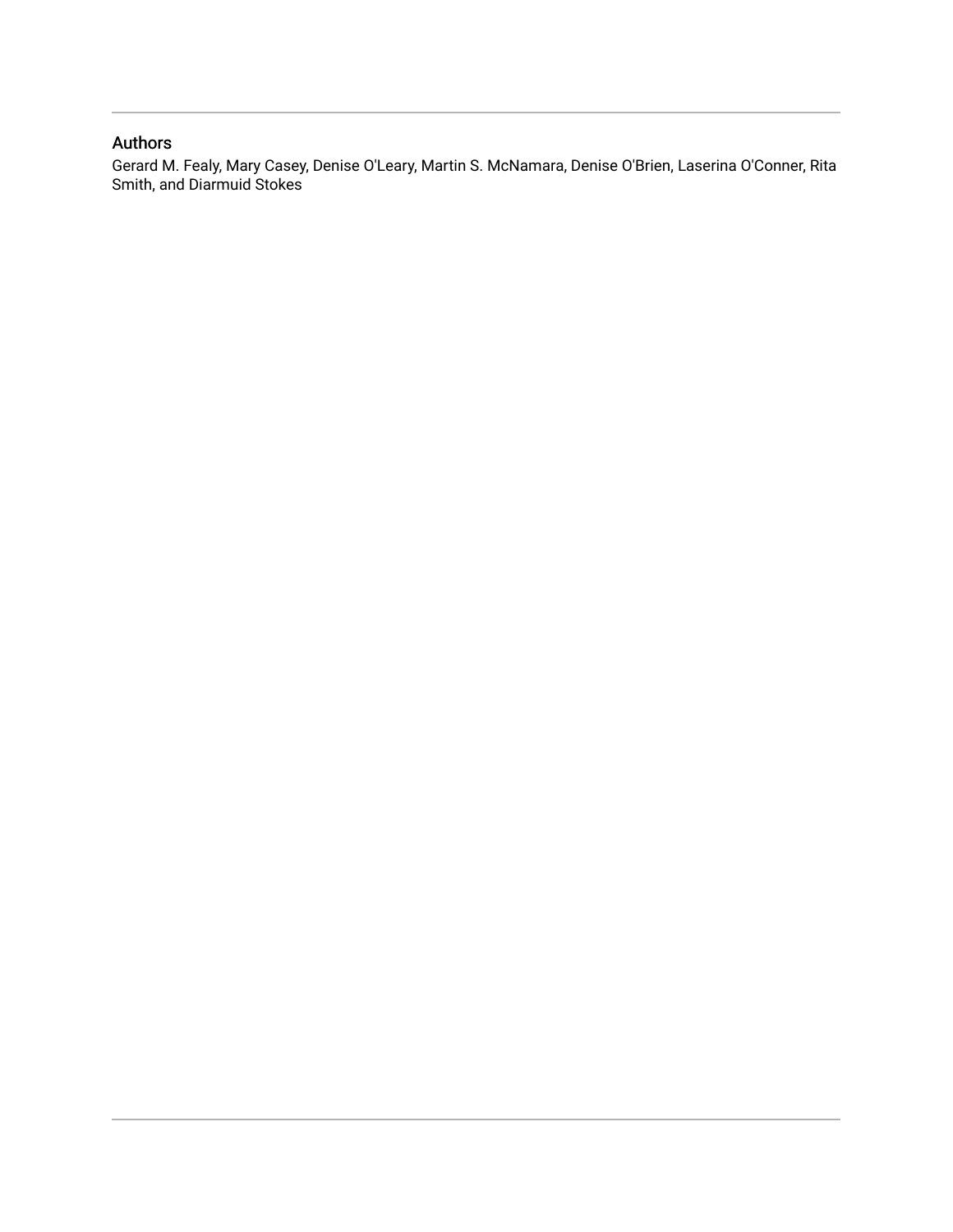## Authors

Gerard M. Fealy, Mary Casey, Denise O'Leary, Martin S. McNamara, Denise O'Brien, Laserina O'Conner, Rita Smith, and Diarmuid Stokes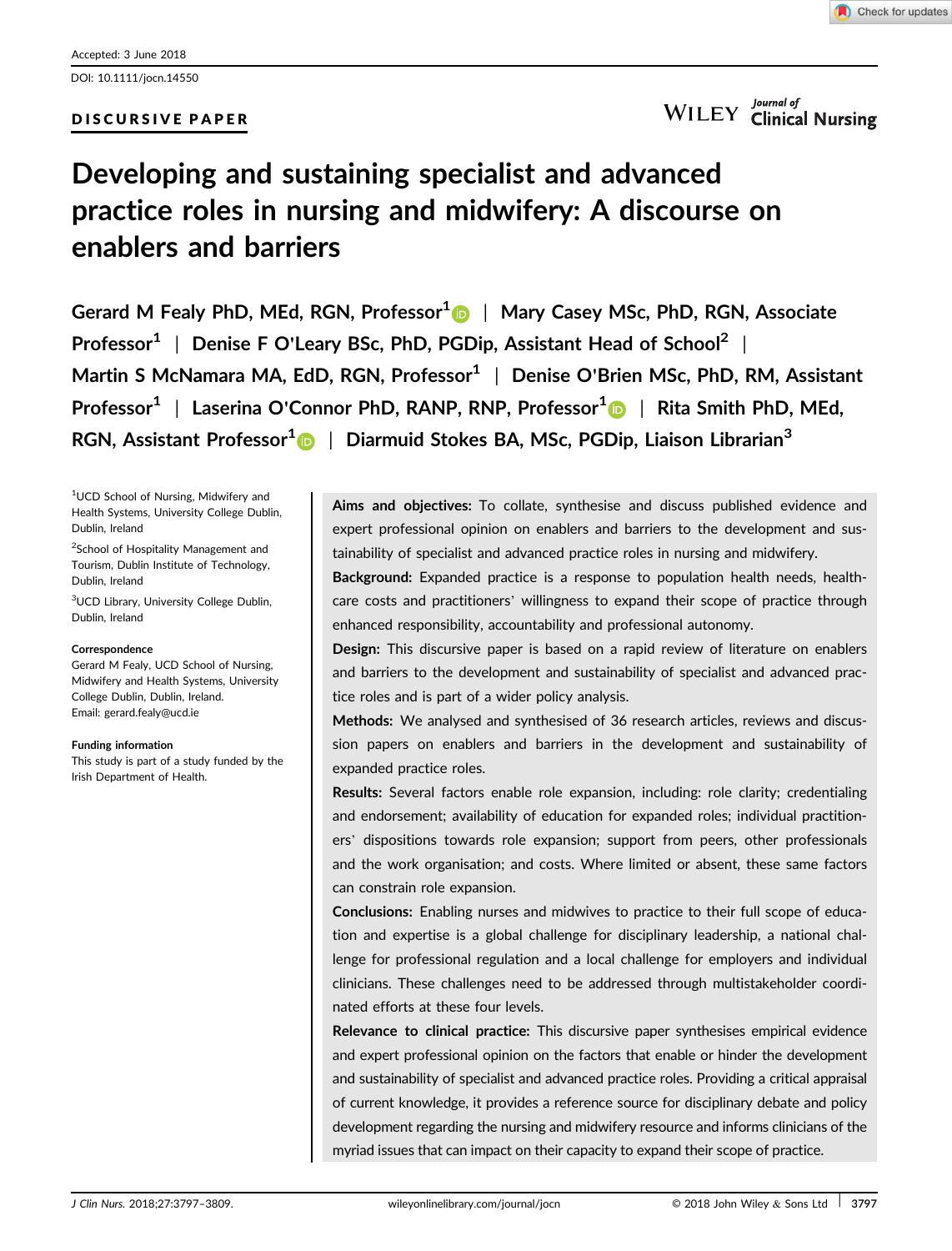Accepted: 3 June 2018

DOI: 10.1111/jocn.14550

DISCURSIVE PAPER

# Developing and sustaining specialist and advanced practice roles in nursing and midwifery: A discourse on enablers and barriers

**Gerard M Fealy PhD, MEd, RGN, Professor[1]** | **Mary Casey MSc, PhD, RGN, Associate Professor[1]** | **Denise F O'Leary BSc, PhD, PGDip, Assistant Head of School[2]** | **Martin S McNamara MA, EdD, RGN, Professor[1]** | **Denise O'Brien MSc, PhD, RM, Assistant Professor[1]** | **Laserina O'Connor PhD, RANP, RNP, Professor[1]** | **Rita Smith PhD, MEd, RGN, Assistant Professor[1]** | **Diarmuid Stokes BA, MSc, PGDip, Liaison Librarian[3]**

[1]UCD School of Nursing, Midwifery and Health Systems, University College Dublin, Dublin, Ireland

[2]School of Hospitality Management and Tourism, Dublin Institute of Technology, Dublin, Ireland

[3]UCD Library, University College Dublin, Dublin, Ireland

**Correspondence**
Gerard M Fealy, UCD School of Nursing, Midwifery and Health Systems, University College Dublin, Dublin, Ireland.
Email: gerard.fealy@ucd.ie

**Funding information**
This study is part of a study funded by the Irish Department of Health.

**Aims and objectives:** To collate, synthesise and discuss published evidence and expert professional opinion on enablers and barriers to the development and sustainability of specialist and advanced practice roles in nursing and midwifery.

**Background:** Expanded practice is a response to population health needs, healthcare costs and practitioners' willingness to expand their scope of practice through enhanced responsibility, accountability and professional autonomy.

**Design:** This discursive paper is based on a rapid review of literature on enablers and barriers to the development and sustainability of specialist and advanced practice roles and is part of a wider policy analysis.

**Methods:** We analysed and synthesised of 36 research articles, reviews and discussion papers on enablers and barriers in the development and sustainability of expanded practice roles.

**Results:** Several factors enable role expansion, including: role clarity; credentialing and endorsement; availability of education for expanded roles; individual practitioners' dispositions towards role expansion; support from peers, other professionals and the work organisation; and costs. Where limited or absent, these same factors can constrain role expansion.

**Conclusions:** Enabling nurses and midwives to practice to their full scope of education and expertise is a global challenge for disciplinary leadership, a national challenge for professional regulation and a local challenge for employers and individual clinicians. These challenges need to be addressed through multistakeholder coordinated efforts at these four levels.

**Relevance to clinical practice:** This discursive paper synthesises empirical evidence and expert professional opinion on the factors that enable or hinder the development and sustainability of specialist and advanced practice roles. Providing a critical appraisal of current knowledge, it provides a reference source for disciplinary debate and policy development regarding the nursing and midwifery resource and informs clinicians of the myriad issues that can impact on their capacity to expand their scope of practice.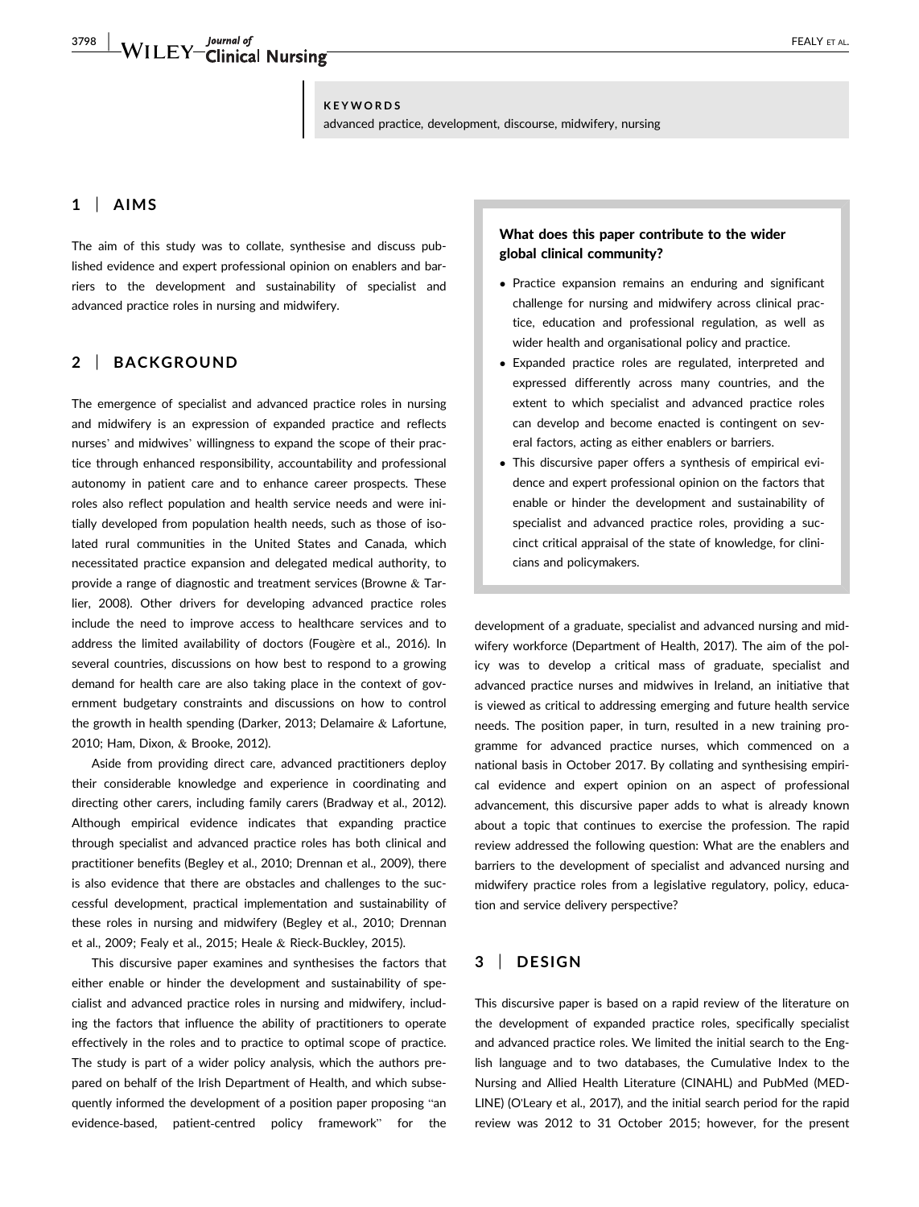**KEYWORDS**

advanced practice, development, discourse, midwifery, nursing

## 1 | AIMS

The aim of this study was to collate, synthesise and discuss published evidence and expert professional opinion on enablers and barriers to the development and sustainability of specialist and advanced practice roles in nursing and midwifery.

## 2 | BACKGROUND

The emergence of specialist and advanced practice roles in nursing and midwifery is an expression of expanded practice and reflects nurses' and midwives' willingness to expand the scope of their practice through enhanced responsibility, accountability and professional autonomy in patient care and to enhance career prospects. These roles also reflect population and health service needs and were initially developed from population health needs, such as those of isolated rural communities in the United States and Canada, which necessitated practice expansion and delegated medical authority, to provide a range of diagnostic and treatment services (Browne & Tarlier, 2008). Other drivers for developing advanced practice roles include the need to improve access to healthcare services and to address the limited availability of doctors (Fougère et al., 2016). In several countries, discussions on how best to respond to a growing demand for health care are also taking place in the context of government budgetary constraints and discussions on how to control the growth in health spending (Darker, 2013; Delamaire & Lafortune, 2010; Ham, Dixon, & Brooke, 2012).

Aside from providing direct care, advanced practitioners deploy their considerable knowledge and experience in coordinating and directing other carers, including family carers (Bradway et al., 2012). Although empirical evidence indicates that expanding practice through specialist and advanced practice roles has both clinical and practitioner benefits (Begley et al., 2010; Drennan et al., 2009), there is also evidence that there are obstacles and challenges to the successful development, practical implementation and sustainability of these roles in nursing and midwifery (Begley et al., 2010; Drennan et al., 2009; Fealy et al., 2015; Heale & Rieck-Buckley, 2015).

This discursive paper examines and synthesises the factors that either enable or hinder the development and sustainability of specialist and advanced practice roles in nursing and midwifery, including the factors that influence the ability of practitioners to operate effectively in the roles and to practice to optimal scope of practice. The study is part of a wider policy analysis, which the authors prepared on behalf of the Irish Department of Health, and which subsequently informed the development of a position paper proposing "an evidence-based, patient-centred policy framework" for the development of a graduate, specialist and advanced nursing and midwifery workforce (Department of Health, 2017). The aim of the policy was to develop a critical mass of graduate, specialist and advanced practice nurses and midwives in Ireland, an initiative that is viewed as critical to addressing emerging and future health service needs. The position paper, in turn, resulted in a new training programme for advanced practice nurses, which commenced on a national basis in October 2017. By collating and synthesising empirical evidence and expert opinion on an aspect of professional advancement, this discursive paper adds to what is already known about a topic that continues to exercise the profession. The rapid review addressed the following question: What are the enablers and barriers to the development of specialist and advanced nursing and midwifery practice roles from a legislative regulatory, policy, education and service delivery perspective?

> **What does this paper contribute to the wider global clinical community?**
>
> - Practice expansion remains an enduring and significant challenge for nursing and midwifery across clinical practice, education and professional regulation, as well as wider health and organisational policy and practice.
> - Expanded practice roles are regulated, interpreted and expressed differently across many countries, and the extent to which specialist and advanced practice roles can develop and become enacted is contingent on several factors, acting as either enablers or barriers.
> - This discursive paper offers a synthesis of empirical evidence and expert professional opinion on the factors that enable or hinder the development and sustainability of specialist and advanced practice roles, providing a succinct critical appraisal of the state of knowledge, for clinicians and policymakers.

## 3 | DESIGN

This discursive paper is based on a rapid review of the literature on the development of expanded practice roles, specifically specialist and advanced practice roles. We limited the initial search to the English language and to two databases, the Cumulative Index to the Nursing and Allied Health Literature (CINAHL) and PubMed (MEDLINE) (O'Leary et al., 2017), and the initial search period for the rapid review was 2012 to 31 October 2015; however, for the present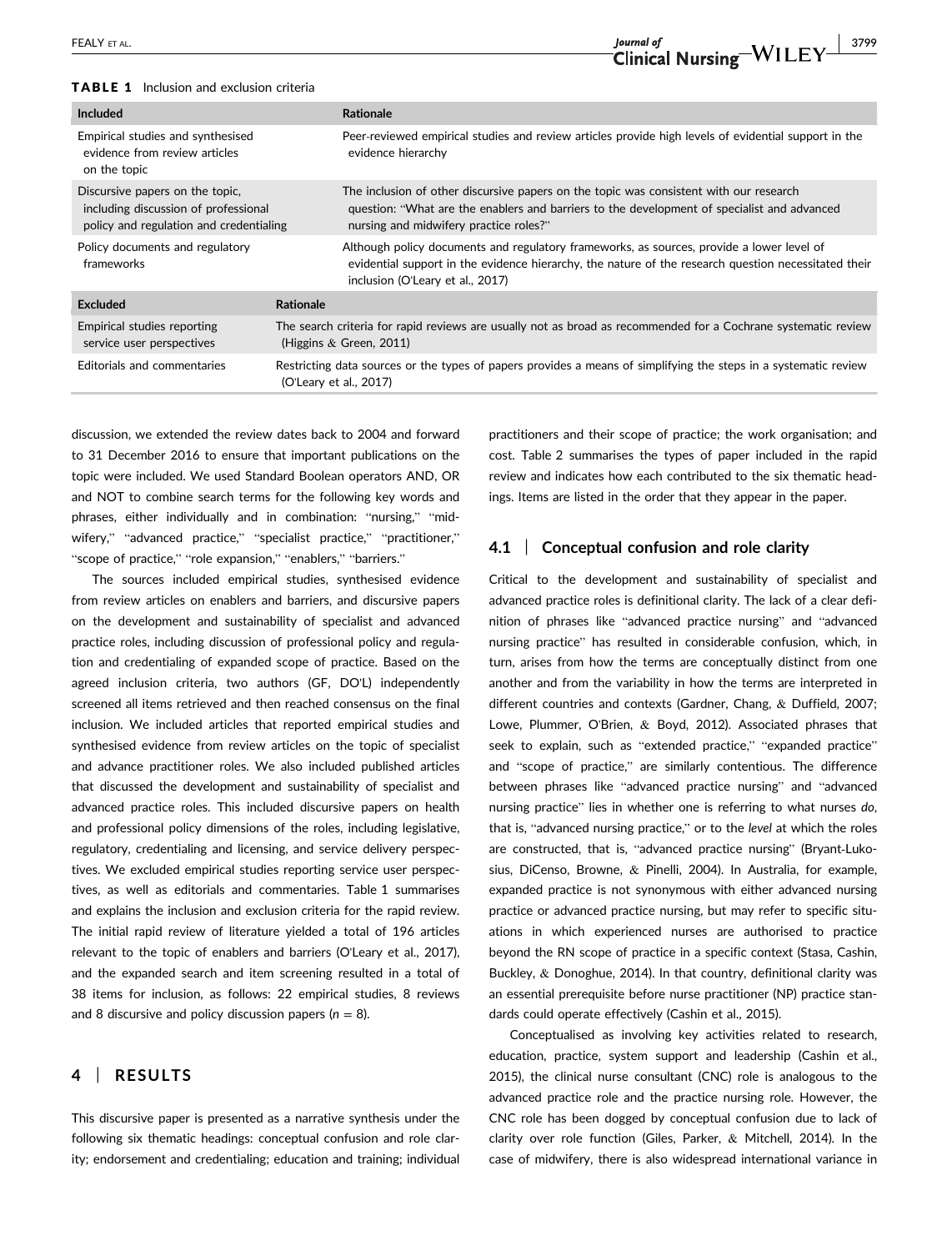**TABLE 1** Inclusion and exclusion criteria

| Included | Rationale |
|---|---|
| Empirical studies and synthesised evidence from review articles on the topic | Peer-reviewed empirical studies and review articles provide high levels of evidential support in the evidence hierarchy |
| Discursive papers on the topic, including discussion of professional policy and regulation and credentialing | The inclusion of other discursive papers on the topic was consistent with our research question: "What are the enablers and barriers to the development of specialist and advanced nursing and midwifery practice roles?" |
| Policy documents and regulatory frameworks | Although policy documents and regulatory frameworks, as sources, provide a lower level of evidential support in the evidence hierarchy, the nature of the research question necessitated their inclusion (O'Leary et al., 2017) |
| **Excluded** | **Rationale** |
| Empirical studies reporting service user perspectives | The search criteria for rapid reviews are usually not as broad as recommended for a Cochrane systematic review (Higgins & Green, 2011) |
| Editorials and commentaries | Restricting data sources or the types of papers provides a means of simplifying the steps in a systematic review (O'Leary et al., 2017) |

discussion, we extended the review dates back to 2004 and forward to 31 December 2016 to ensure that important publications on the topic were included. We used Standard Boolean operators AND, OR and NOT to combine search terms for the following key words and phrases, either individually and in combination: "nursing," "midwifery," "advanced practice," "specialist practice," "practitioner," "scope of practice," "role expansion," "enablers," "barriers."

The sources included empirical studies, synthesised evidence from review articles on enablers and barriers, and discursive papers on the development and sustainability of specialist and advanced practice roles, including discussion of professional policy and regulation and credentialing of expanded scope of practice. Based on the agreed inclusion criteria, two authors (GF, DO'L) independently screened all items retrieved and then reached consensus on the final inclusion. We included articles that reported empirical studies and synthesised evidence from review articles on the topic of specialist and advance practitioner roles. We also included published articles that discussed the development and sustainability of specialist and advanced practice roles. This included discursive papers on health and professional policy dimensions of the roles, including legislative, regulatory, credentialing and licensing, and service delivery perspectives. We excluded empirical studies reporting service user perspectives, as well as editorials and commentaries. Table 1 summarises and explains the inclusion and exclusion criteria for the rapid review. The initial rapid review of literature yielded a total of 196 articles relevant to the topic of enablers and barriers (O'Leary et al., 2017), and the expanded search and item screening resulted in a total of 38 items for inclusion, as follows: 22 empirical studies, 8 reviews and 8 discursive and policy discussion papers ($n = 8$).

## 4 | RESULTS

This discursive paper is presented as a narrative synthesis under the following six thematic headings: conceptual confusion and role clarity; endorsement and credentialing; education and training; individual practitioners and their scope of practice; the work organisation; and cost. Table 2 summarises the types of paper included in the rapid review and indicates how each contributed to the six thematic headings. Items are listed in the order that they appear in the paper.

### 4.1 | Conceptual confusion and role clarity

Critical to the development and sustainability of specialist and advanced practice roles is definitional clarity. The lack of a clear definition of phrases like "advanced practice nursing" and "advanced nursing practice" has resulted in considerable confusion, which, in turn, arises from how the terms are conceptually distinct from one another and from the variability in how the terms are interpreted in different countries and contexts (Gardner, Chang, & Duffield, 2007; Lowe, Plummer, O'Brien, & Boyd, 2012). Associated phrases that seek to explain, such as "extended practice," "expanded practice" and "scope of practice," are similarly contentious. The difference between phrases like "advanced practice nursing" and "advanced nursing practice" lies in whether one is referring to what nurses *do*, that is, "advanced nursing practice," or to the *level* at which the roles are constructed, that is, "advanced practice nursing" (Bryant-Lukosius, DiCenso, Browne, & Pinelli, 2004). In Australia, for example, expanded practice is not synonymous with either advanced nursing practice or advanced practice nursing, but may refer to specific situations in which experienced nurses are authorised to practice beyond the RN scope of practice in a specific context (Stasa, Cashin, Buckley, & Donoghue, 2014). In that country, definitional clarity was an essential prerequisite before nurse practitioner (NP) practice standards could operate effectively (Cashin et al., 2015).

Conceptualised as involving key activities related to research, education, practice, system support and leadership (Cashin et al., 2015), the clinical nurse consultant (CNC) role is analogous to the advanced practice role and the practice nursing role. However, the CNC role has been dogged by conceptual confusion due to lack of clarity over role function (Giles, Parker, & Mitchell, 2014). In the case of midwifery, there is also widespread international variance in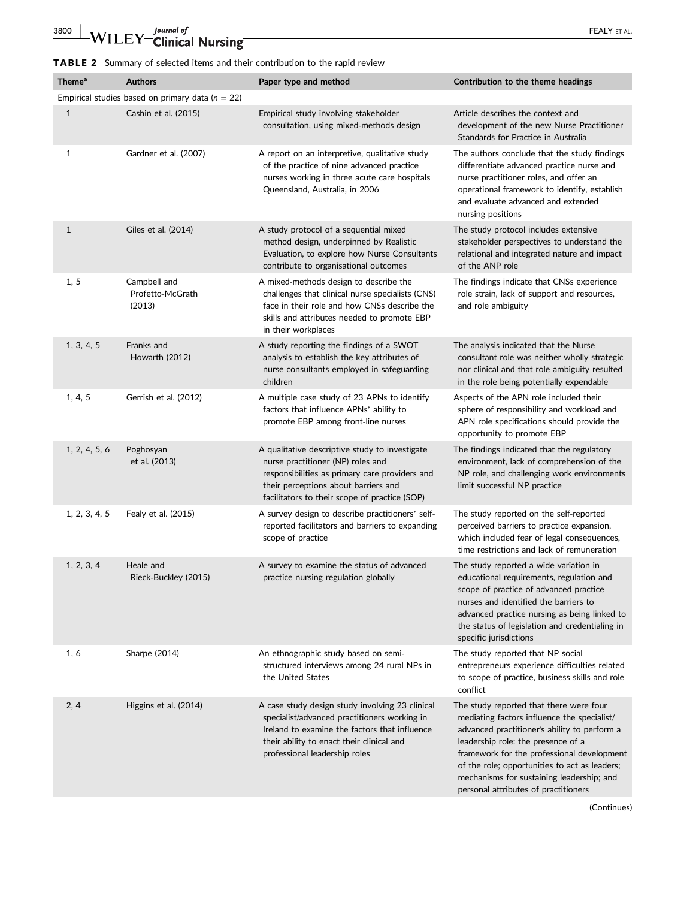**TABLE 2** Summary of selected items and their contribution to the rapid review

| Theme[a] | Authors | Paper type and method | Contribution to the theme headings |
|---|---|---|---|
| Empirical studies based on primary data ($n = 22$) | | | |
| 1 | Cashin et al. (2015) | Empirical study involving stakeholder consultation, using mixed-methods design | Article describes the context and development of the new Nurse Practitioner Standards for Practice in Australia |
| 1 | Gardner et al. (2007) | A report on an interpretive, qualitative study of the practice of nine advanced practice nurses working in three acute care hospitals Queensland, Australia, in 2006 | The authors conclude that the study findings differentiate advanced practice nurse and nurse practitioner roles, and offer an operational framework to identify, establish and evaluate advanced and extended nursing positions |
| 1 | Giles et al. (2014) | A study protocol of a sequential mixed method design, underpinned by Realistic Evaluation, to explore how Nurse Consultants contribute to organisational outcomes | The study protocol includes extensive stakeholder perspectives to understand the relational and integrated nature and impact of the ANP role |
| 1, 5 | Campbell and Profetto-McGrath (2013) | A mixed-methods design to describe the challenges that clinical nurse specialists (CNS) face in their role and how CNSs describe the skills and attributes needed to promote EBP in their workplaces | The findings indicate that CNSs experience role strain, lack of support and resources, and role ambiguity |
| 1, 3, 4, 5 | Franks and Howarth (2012) | A study reporting the findings of a SWOT analysis to establish the key attributes of nurse consultants employed in safeguarding children | The analysis indicated that the Nurse consultant role was neither wholly strategic nor clinical and that role ambiguity resulted in the role being potentially expendable |
| 1, 4, 5 | Gerrish et al. (2012) | A multiple case study of 23 APNs to identify factors that influence APNs' ability to promote EBP among front-line nurses | Aspects of the APN role included their sphere of responsibility and workload and APN role specifications should provide the opportunity to promote EBP |
| 1, 2, 4, 5, 6 | Poghosyan et al. (2013) | A qualitative descriptive study to investigate nurse practitioner (NP) roles and responsibilities as primary care providers and their perceptions about barriers and facilitators to their scope of practice (SOP) | The findings indicated that the regulatory environment, lack of comprehension of the NP role, and challenging work environments limit successful NP practice |
| 1, 2, 3, 4, 5 | Fealy et al. (2015) | A survey design to describe practitioners' self-reported facilitators and barriers to expanding scope of practice | The study reported on the self-reported perceived barriers to practice expansion, which included fear of legal consequences, time restrictions and lack of remuneration |
| 1, 2, 3, 4 | Heale and Rieck-Buckley (2015) | A survey to examine the status of advanced practice nursing regulation globally | The study reported a wide variation in educational requirements, regulation and scope of practice of advanced practice nurses and identified the barriers to advanced practice nursing as being linked to the status of legislation and credentialing in specific jurisdictions |
| 1, 6 | Sharpe (2014) | An ethnographic study based on semi-structured interviews among 24 rural NPs in the United States | The study reported that NP social entrepreneurs experience difficulties related to scope of practice, business skills and role conflict |
| 2, 4 | Higgins et al. (2014) | A case study design study involving 23 clinical specialist/advanced practitioners working in Ireland to examine the factors that influence their ability to enact their clinical and professional leadership roles | The study reported that there were four mediating factors influence the specialist/advanced practitioner's ability to perform a leadership role: the presence of a framework for the professional development of the role; opportunities to act as leaders; mechanisms for sustaining leadership; and personal attributes of practitioners |

(Continues)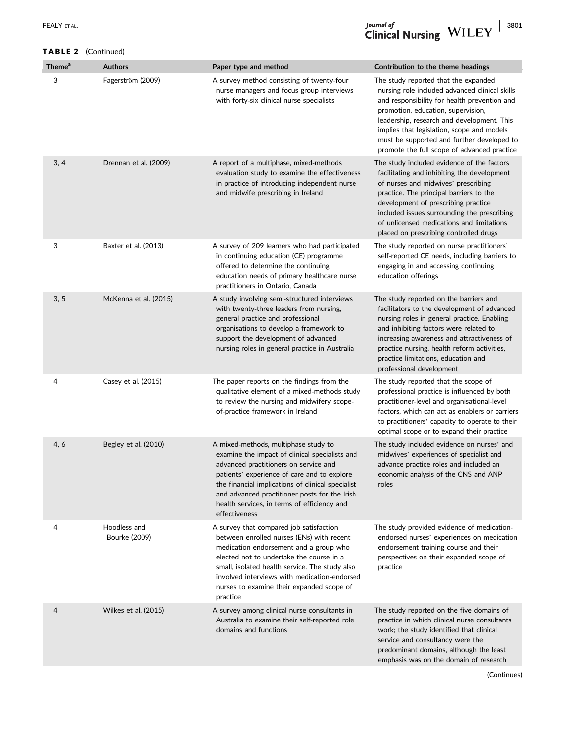**TABLE 2** (Continued)

| Theme[a] | Authors | Paper type and method | Contribution to the theme headings |
|---|---|---|---|
| 3 | Fagerström (2009) | A survey method consisting of twenty-four nurse managers and focus group interviews with forty-six clinical nurse specialists | The study reported that the expanded nursing role included advanced clinical skills and responsibility for health prevention and promotion, education, supervision, leadership, research and development. This implies that legislation, scope and models must be supported and further developed to promote the full scope of advanced practice |
| 3, 4 | Drennan et al. (2009) | A report of a multiphase, mixed-methods evaluation study to examine the effectiveness in practice of introducing independent nurse and midwife prescribing in Ireland | The study included evidence of the factors facilitating and inhibiting the development of nurses and midwives' prescribing practice. The principal barriers to the development of prescribing practice included issues surrounding the prescribing of unlicensed medications and limitations placed on prescribing controlled drugs |
| 3 | Baxter et al. (2013) | A survey of 209 learners who had participated in continuing education (CE) programme offered to determine the continuing education needs of primary healthcare nurse practitioners in Ontario, Canada | The study reported on nurse practitioners' self-reported CE needs, including barriers to engaging in and accessing continuing education offerings |
| 3, 5 | McKenna et al. (2015) | A study involving semi-structured interviews with twenty-three leaders from nursing, general practice and professional organisations to develop a framework to support the development of advanced nursing roles in general practice in Australia | The study reported on the barriers and facilitators to the development of advanced nursing roles in general practice. Enabling and inhibiting factors were related to increasing awareness and attractiveness of practice nursing, health reform activities, practice limitations, education and professional development |
| 4 | Casey et al. (2015) | The paper reports on the findings from the qualitative element of a mixed-methods study to review the nursing and midwifery scope-of-practice framework in Ireland | The study reported that the scope of professional practice is influenced by both practitioner-level and organisational-level factors, which can act as enablers or barriers to practitioners' capacity to operate to their optimal scope or to expand their practice |
| 4, 6 | Begley et al. (2010) | A mixed-methods, multiphase study to examine the impact of clinical specialists and advanced practitioners on service and patients' experience of care and to explore the financial implications of clinical specialist and advanced practitioner posts for the Irish health services, in terms of efficiency and effectiveness | The study included evidence on nurses' and midwives' experiences of specialist and advance practice roles and included an economic analysis of the CNS and ANP roles |
| 4 | Hoodless and Bourke (2009) | A survey that compared job satisfaction between enrolled nurses (ENs) with recent medication endorsement and a group who elected not to undertake the course in a small, isolated health service. The study also involved interviews with medication-endorsed nurses to examine their expanded scope of practice | The study provided evidence of medication-endorsed nurses' experiences on medication endorsement training course and their perspectives on their expanded scope of practice |
| 4 | Wilkes et al. (2015) | A survey among clinical nurse consultants in Australia to examine their self-reported role domains and functions | The study reported on the five domains of practice in which clinical nurse consultants work; the study identified that clinical service and consultancy were the predominant domains, although the least emphasis was on the domain of research |

(Continues)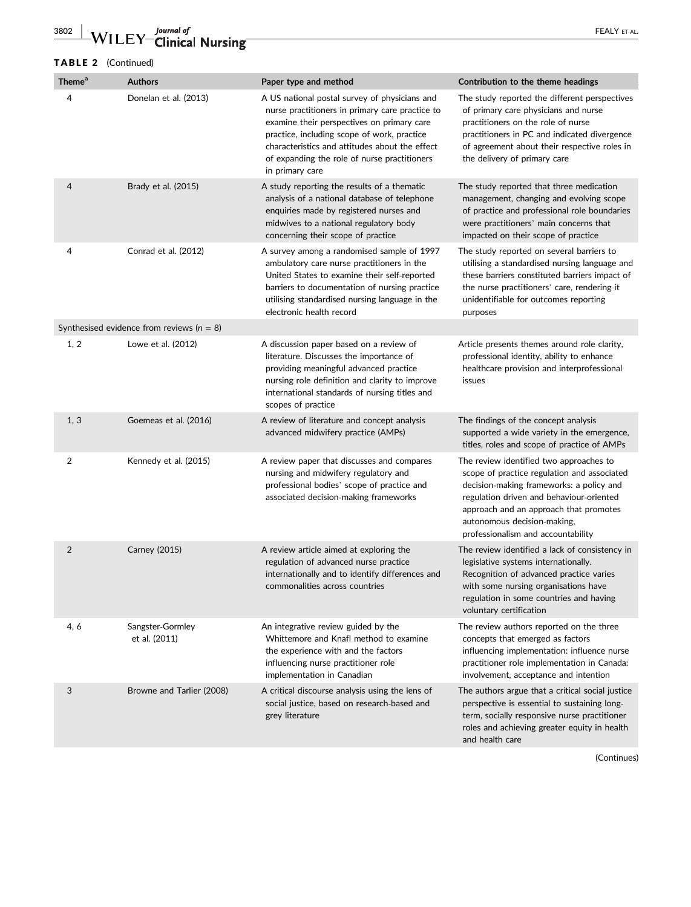**TABLE 2** (Continued)

| Theme[a] | Authors | Paper type and method | Contribution to the theme headings |
|---|---|---|---|
| 4 | Donelan et al. (2013) | A US national postal survey of physicians and nurse practitioners in primary care practice to examine their perspectives on primary care practice, including scope of work, practice characteristics and attitudes about the effect of expanding the role of nurse practitioners in primary care | The study reported the different perspectives of primary care physicians and nurse practitioners on the role of nurse practitioners in PC and indicated divergence of agreement about their respective roles in the delivery of primary care |
| 4 | Brady et al. (2015) | A study reporting the results of a thematic analysis of a national database of telephone enquiries made by registered nurses and midwives to a national regulatory body concerning their scope of practice | The study reported that three medication management, changing and evolving scope of practice and professional role boundaries were practitioners' main concerns that impacted on their scope of practice |
| 4 | Conrad et al. (2012) | A survey among a randomised sample of 1997 ambulatory care nurse practitioners in the United States to examine their self-reported barriers to documentation of nursing practice utilising standardised nursing language in the electronic health record | The study reported on several barriers to utilising a standardised nursing language and these barriers constituted barriers impact of the nurse practitioners' care, rendering it unidentifiable for outcomes reporting purposes |
| Synthesised evidence from reviews ($n = 8$) | | | |
| 1, 2 | Lowe et al. (2012) | A discussion paper based on a review of literature. Discusses the importance of providing meaningful advanced practice nursing role definition and clarity to improve international standards of nursing titles and scopes of practice | Article presents themes around role clarity, professional identity, ability to enhance healthcare provision and interprofessional issues |
| 1, 3 | Goemeas et al. (2016) | A review of literature and concept analysis advanced midwifery practice (AMPs) | The findings of the concept analysis supported a wide variety in the emergence, titles, roles and scope of practice of AMPs |
| 2 | Kennedy et al. (2015) | A review paper that discusses and compares nursing and midwifery regulatory and professional bodies' scope of practice and associated decision-making frameworks | The review identified two approaches to scope of practice regulation and associated decision-making frameworks: a policy and regulation driven and behaviour-oriented approach and an approach that promotes autonomous decision-making, professionalism and accountability |
| 2 | Carney (2015) | A review article aimed at exploring the regulation of advanced nurse practice internationally and to identify differences and commonalities across countries | The review identified a lack of consistency in legislative systems internationally. Recognition of advanced practice varies with some nursing organisations have regulation in some countries and having voluntary certification |
| 4, 6 | Sangster-Gormley et al. (2011) | An integrative review guided by the Whittemore and Knafl method to examine the experience with and the factors influencing nurse practitioner role implementation in Canadian | The review authors reported on the three concepts that emerged as factors influencing implementation: influence nurse practitioner role implementation in Canada: involvement, acceptance and intention |
| 3 | Browne and Tarlier (2008) | A critical discourse analysis using the lens of social justice, based on research-based and grey literature | The authors argue that a critical social justice perspective is essential to sustaining long-term, socially responsive nurse practitioner roles and achieving greater equity in health and health care |

(Continues)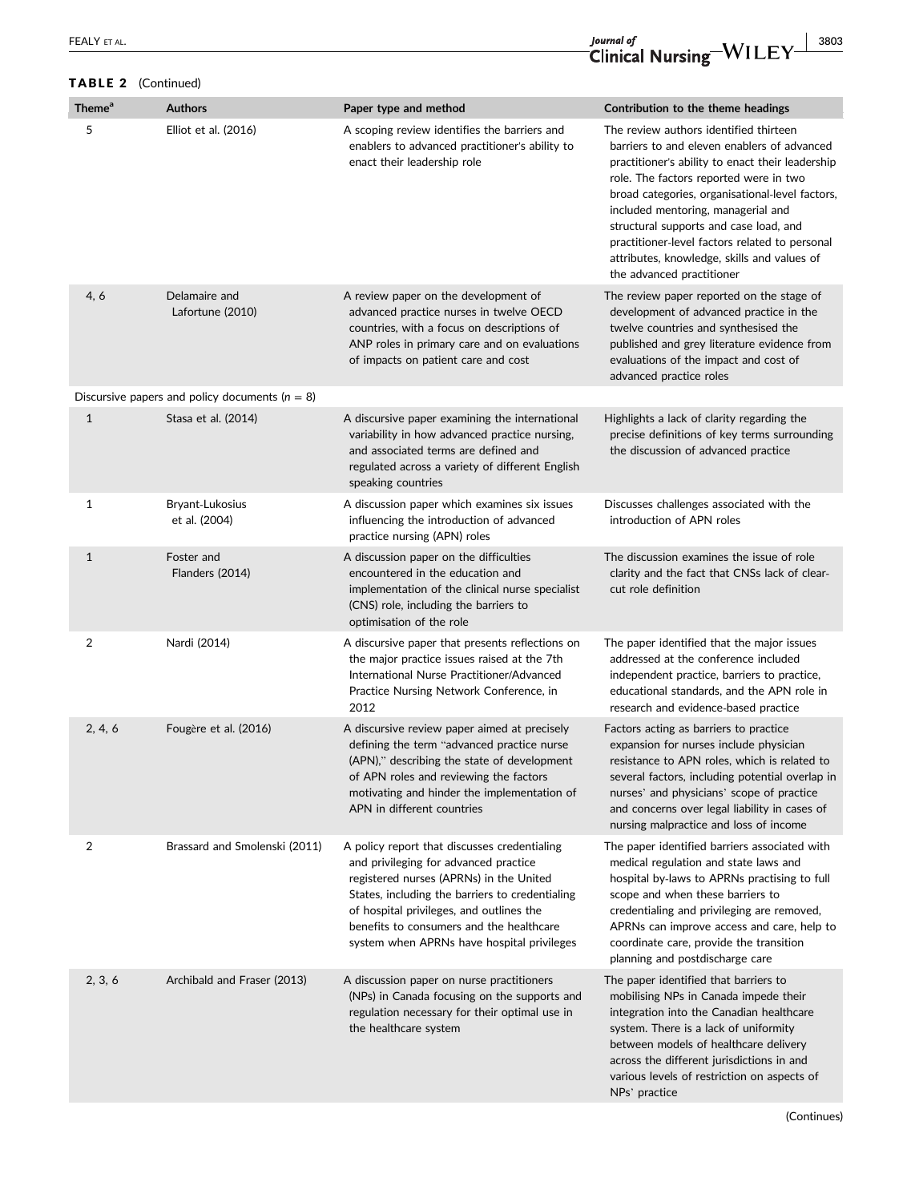**TABLE 2** (Continued)

| Theme[a] | Authors | Paper type and method | Contribution to the theme headings |
|---|---|---|---|
| 5 | Elliot et al. (2016) | A scoping review identifies the barriers and enablers to advanced practitioner's ability to enact their leadership role | The review authors identified thirteen barriers to and eleven enablers of advanced practitioner's ability to enact their leadership role. The factors reported were in two broad categories, organisational-level factors, included mentoring, managerial and structural supports and case load, and practitioner-level factors related to personal attributes, knowledge, skills and values of the advanced practitioner |
| 4, 6 | Delamaire and Lafortune (2010) | A review paper on the development of advanced practice nurses in twelve OECD countries, with a focus on descriptions of ANP roles in primary care and on evaluations of impacts on patient care and cost | The review paper reported on the stage of development of advanced practice in the twelve countries and synthesised the published and grey literature evidence from evaluations of the impact and cost of advanced practice roles |
| Discursive papers and policy documents ($n = 8$) | | | |
| 1 | Stasa et al. (2014) | A discursive paper examining the international variability in how advanced practice nursing, and associated terms are defined and regulated across a variety of different English speaking countries | Highlights a lack of clarity regarding the precise definitions of key terms surrounding the discussion of advanced practice |
| 1 | Bryant-Lukosius et al. (2004) | A discussion paper which examines six issues influencing the introduction of advanced practice nursing (APN) roles | Discusses challenges associated with the introduction of APN roles |
| 1 | Foster and Flanders (2014) | A discussion paper on the difficulties encountered in the education and implementation of the clinical nurse specialist (CNS) role, including the barriers to optimisation of the role | The discussion examines the issue of role clarity and the fact that CNSs lack of clear-cut role definition |
| 2 | Nardi (2014) | A discursive paper that presents reflections on the major practice issues raised at the 7th International Nurse Practitioner/Advanced Practice Nursing Network Conference, in 2012 | The paper identified that the major issues addressed at the conference included independent practice, barriers to practice, educational standards, and the APN role in research and evidence-based practice |
| 2, 4, 6 | Fougère et al. (2016) | A discursive review paper aimed at precisely defining the term "advanced practice nurse (APN)," describing the state of development of APN roles and reviewing the factors motivating and hinder the implementation of APN in different countries | Factors acting as barriers to practice expansion for nurses include physician resistance to APN roles, which is related to several factors, including potential overlap in nurses' and physicians' scope of practice and concerns over legal liability in cases of nursing malpractice and loss of income |
| 2 | Brassard and Smolenski (2011) | A policy report that discusses credentialing and privileging for advanced practice registered nurses (APRNs) in the United States, including the barriers to credentialing of hospital privileges, and outlines the benefits to consumers and the healthcare system when APRNs have hospital privileges | The paper identified barriers associated with medical regulation and state laws and hospital by-laws to APRNs practising to full scope and when these barriers to credentialing and privileging are removed, APRNs can improve access and care, help to coordinate care, provide the transition planning and postdischarge care |
| 2, 3, 6 | Archibald and Fraser (2013) | A discussion paper on nurse practitioners (NPs) in Canada focusing on the supports and regulation necessary for their optimal use in the healthcare system | The paper identified that barriers to mobilising NPs in Canada impede their integration into the Canadian healthcare system. There is a lack of uniformity between models of healthcare delivery across the different jurisdictions in and various levels of restriction on aspects of NPs' practice |

(Continues)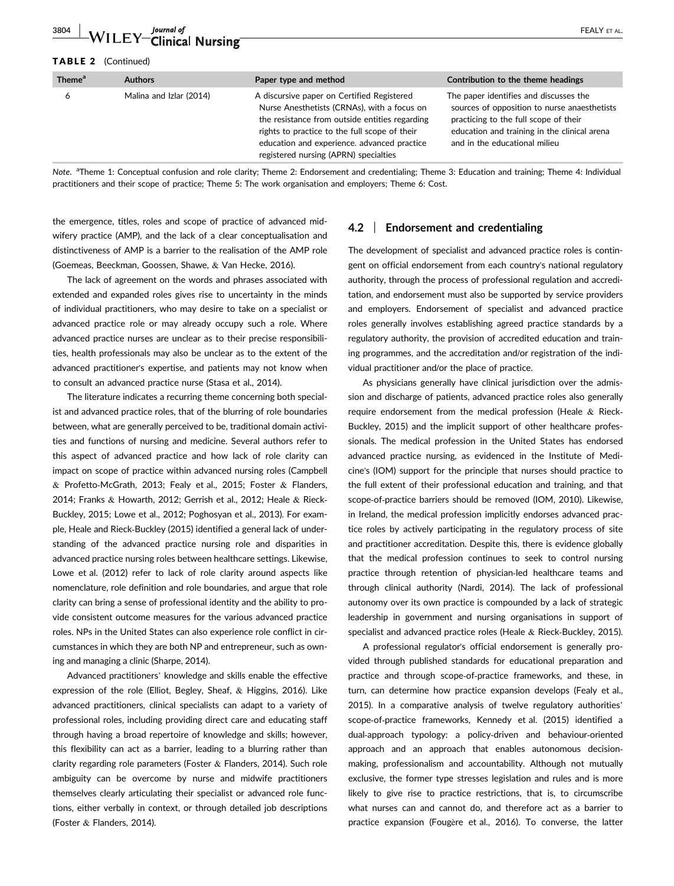**TABLE 2** (Continued)

| Theme[a] | Authors | Paper type and method | Contribution to the theme headings |
|---|---|---|---|
| 6 | Malina and Izlar (2014) | A discursive paper on Certified Registered Nurse Anesthetists (CRNAs), with a focus on the resistance from outside entities regarding rights to practice to the full scope of their education and experience. advanced practice registered nursing (APRN) specialties | The paper identifies and discusses the sources of opposition to nurse anaesthetists practicing to the full scope of their education and training in the clinical arena and in the educational milieu |

*Note.* [a]Theme 1: Conceptual confusion and role clarity; Theme 2: Endorsement and credentialing; Theme 3: Education and training; Theme 4: Individual practitioners and their scope of practice; Theme 5: The work organisation and employers; Theme 6: Cost.

the emergence, titles, roles and scope of practice of advanced midwifery practice (AMP), and the lack of a clear conceptualisation and distinctiveness of AMP is a barrier to the realisation of the AMP role (Goemeas, Beeckman, Goossen, Shawe, & Van Hecke, 2016).

The lack of agreement on the words and phrases associated with extended and expanded roles gives rise to uncertainty in the minds of individual practitioners, who may desire to take on a specialist or advanced practice role or may already occupy such a role. Where advanced practice nurses are unclear as to their precise responsibilities, health professionals may also be unclear as to the extent of the advanced practitioner's expertise, and patients may not know when to consult an advanced practice nurse (Stasa et al., 2014).

The literature indicates a recurring theme concerning both specialist and advanced practice roles, that of the blurring of role boundaries between, what are generally perceived to be, traditional domain activities and functions of nursing and medicine. Several authors refer to this aspect of advanced practice and how lack of role clarity can impact on scope of practice within advanced nursing roles (Campbell & Profetto-McGrath, 2013; Fealy et al., 2015; Foster & Flanders, 2014; Franks & Howarth, 2012; Gerrish et al., 2012; Heale & Rieck-Buckley, 2015; Lowe et al., 2012; Poghosyan et al., 2013). For example, Heale and Rieck-Buckley (2015) identified a general lack of understanding of the advanced practice nursing role and disparities in advanced practice nursing roles between healthcare settings. Likewise, Lowe et al. (2012) refer to lack of role clarity around aspects like nomenclature, role definition and role boundaries, and argue that role clarity can bring a sense of professional identity and the ability to provide consistent outcome measures for the various advanced practice roles. NPs in the United States can also experience role conflict in circumstances in which they are both NP and entrepreneur, such as owning and managing a clinic (Sharpe, 2014).

Advanced practitioners' knowledge and skills enable the effective expression of the role (Elliot, Begley, Sheaf, & Higgins, 2016). Like advanced practitioners, clinical specialists can adapt to a variety of professional roles, including providing direct care and educating staff through having a broad repertoire of knowledge and skills; however, this flexibility can act as a barrier, leading to a blurring rather than clarity regarding role parameters (Foster & Flanders, 2014). Such role ambiguity can be overcome by nurse and midwife practitioners themselves clearly articulating their specialist or advanced role functions, either verbally in context, or through detailed job descriptions (Foster & Flanders, 2014).

## 4.2 | Endorsement and credentialing

The development of specialist and advanced practice roles is contingent on official endorsement from each country's national regulatory authority, through the process of professional regulation and accreditation, and endorsement must also be supported by service providers and employers. Endorsement of specialist and advanced practice roles generally involves establishing agreed practice standards by a regulatory authority, the provision of accredited education and training programmes, and the accreditation and/or registration of the individual practitioner and/or the place of practice.

As physicians generally have clinical jurisdiction over the admission and discharge of patients, advanced practice roles also generally require endorsement from the medical profession (Heale & Rieck-Buckley, 2015) and the implicit support of other healthcare professionals. The medical profession in the United States has endorsed advanced practice nursing, as evidenced in the Institute of Medicine's (IOM) support for the principle that nurses should practice to the full extent of their professional education and training, and that scope-of-practice barriers should be removed (IOM, 2010). Likewise, in Ireland, the medical profession implicitly endorses advanced practice roles by actively participating in the regulatory process of site and practitioner accreditation. Despite this, there is evidence globally that the medical profession continues to seek to control nursing practice through retention of physician-led healthcare teams and through clinical authority (Nardi, 2014). The lack of professional autonomy over its own practice is compounded by a lack of strategic leadership in government and nursing organisations in support of specialist and advanced practice roles (Heale & Rieck-Buckley, 2015).

A professional regulator's official endorsement is generally provided through published standards for educational preparation and practice and through scope-of-practice frameworks, and these, in turn, can determine how practice expansion develops (Fealy et al., 2015). In a comparative analysis of twelve regulatory authorities' scope-of-practice frameworks, Kennedy et al. (2015) identified a dual-approach typology: a policy-driven and behaviour-oriented approach and an approach that enables autonomous decision-making, professionalism and accountability. Although not mutually exclusive, the former type stresses legislation and rules and is more likely to give rise to practice restrictions, that is, to circumscribe what nurses can and cannot do, and therefore act as a barrier to practice expansion (Fougère et al., 2016). To converse, the latter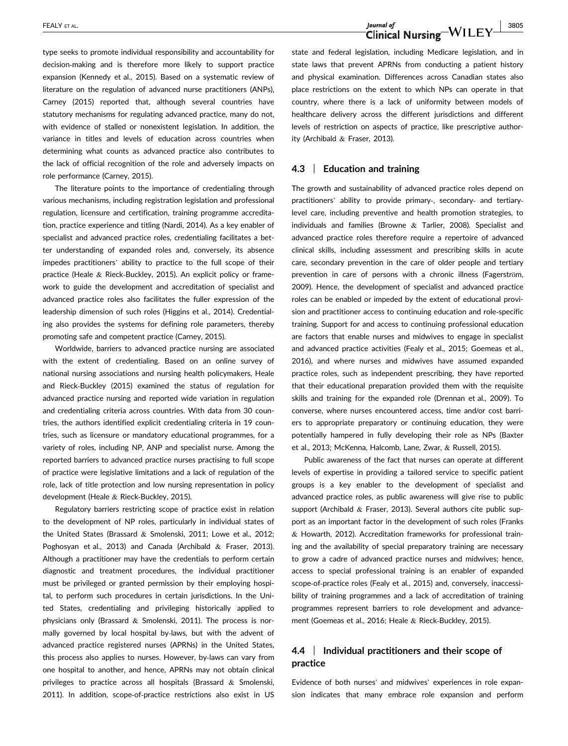type seeks to promote individual responsibility and accountability for decision-making and is therefore more likely to support practice expansion (Kennedy et al., 2015). Based on a systematic review of literature on the regulation of advanced nurse practitioners (ANPs), Carney (2015) reported that, although several countries have statutory mechanisms for regulating advanced practice, many do not, with evidence of stalled or nonexistent legislation. In addition, the variance in titles and levels of education across countries when determining what counts as advanced practice also contributes to the lack of official recognition of the role and adversely impacts on role performance (Carney, 2015).

The literature points to the importance of credentialing through various mechanisms, including registration legislation and professional regulation, licensure and certification, training programme accreditation, practice experience and titling (Nardi, 2014). As a key enabler of specialist and advanced practice roles, credentialing facilitates a better understanding of expanded roles and, conversely, its absence impedes practitioners' ability to practice to the full scope of their practice (Heale & Rieck-Buckley, 2015). An explicit policy or framework to guide the development and accreditation of specialist and advanced practice roles also facilitates the fuller expression of the leadership dimension of such roles (Higgins et al., 2014). Credentialing also provides the systems for defining role parameters, thereby promoting safe and competent practice (Carney, 2015).

Worldwide, barriers to advanced practice nursing are associated with the extent of credentialing. Based on an online survey of national nursing associations and nursing health policymakers, Heale and Rieck-Buckley (2015) examined the status of regulation for advanced practice nursing and reported wide variation in regulation and credentialing criteria across countries. With data from 30 countries, the authors identified explicit credentialing criteria in 19 countries, such as licensure or mandatory educational programmes, for a variety of roles, including NP, ANP and specialist nurse. Among the reported barriers to advanced practice nurses practising to full scope of practice were legislative limitations and a lack of regulation of the role, lack of title protection and low nursing representation in policy development (Heale & Rieck-Buckley, 2015).

Regulatory barriers restricting scope of practice exist in relation to the development of NP roles, particularly in individual states of the United States (Brassard & Smolenski, 2011; Lowe et al., 2012; Poghosyan et al., 2013) and Canada (Archibald & Fraser, 2013). Although a practitioner may have the credentials to perform certain diagnostic and treatment procedures, the individual practitioner must be privileged or granted permission by their employing hospital, to perform such procedures in certain jurisdictions. In the United States, credentialing and privileging historically applied to physicians only (Brassard & Smolenski, 2011). The process is normally governed by local hospital by-laws, but with the advent of advanced practice registered nurses (APRNs) in the United States, this process also applies to nurses. However, by-laws can vary from one hospital to another, and hence, APRNs may not obtain clinical privileges to practice across all hospitals (Brassard & Smolenski, 2011). In addition, scope-of-practice restrictions also exist in US state and federal legislation, including Medicare legislation, and in state laws that prevent APRNs from conducting a patient history and physical examination. Differences across Canadian states also place restrictions on the extent to which NPs can operate in that country, where there is a lack of uniformity between models of healthcare delivery across the different jurisdictions and different levels of restriction on aspects of practice, like prescriptive authority (Archibald & Fraser, 2013).

## 4.3 | Education and training

The growth and sustainability of advanced practice roles depend on practitioners' ability to provide primary-, secondary- and tertiary-level care, including preventive and health promotion strategies, to individuals and families (Browne & Tarlier, 2008). Specialist and advanced practice roles therefore require a repertoire of advanced clinical skills, including assessment and prescribing skills in acute care, secondary prevention in the care of older people and tertiary prevention in care of persons with a chronic illness (Fagerström, 2009). Hence, the development of specialist and advanced practice roles can be enabled or impeded by the extent of educational provision and practitioner access to continuing education and role-specific training. Support for and access to continuing professional education are factors that enable nurses and midwives to engage in specialist and advanced practice activities (Fealy et al., 2015; Goemeas et al., 2016), and where nurses and midwives have assumed expanded practice roles, such as independent prescribing, they have reported that their educational preparation provided them with the requisite skills and training for the expanded role (Drennan et al., 2009). To converse, where nurses encountered access, time and/or cost barriers to appropriate preparatory or continuing education, they were potentially hampered in fully developing their role as NPs (Baxter et al., 2013; McKenna, Halcomb, Lane, Zwar, & Russell, 2015).

Public awareness of the fact that nurses can operate at different levels of expertise in providing a tailored service to specific patient groups is a key enabler to the development of specialist and advanced practice roles, as public awareness will give rise to public support (Archibald & Fraser, 2013). Several authors cite public support as an important factor in the development of such roles (Franks & Howarth, 2012). Accreditation frameworks for professional training and the availability of special preparatory training are necessary to grow a cadre of advanced practice nurses and midwives; hence, access to special professional training is an enabler of expanded scope-of-practice roles (Fealy et al., 2015) and, conversely, inaccessibility of training programmes and a lack of accreditation of training programmes represent barriers to role development and advancement (Goemeas et al., 2016; Heale & Rieck-Buckley, 2015).

## 4.4 | Individual practitioners and their scope of practice

Evidence of both nurses' and midwives' experiences in role expansion indicates that many embrace role expansion and perform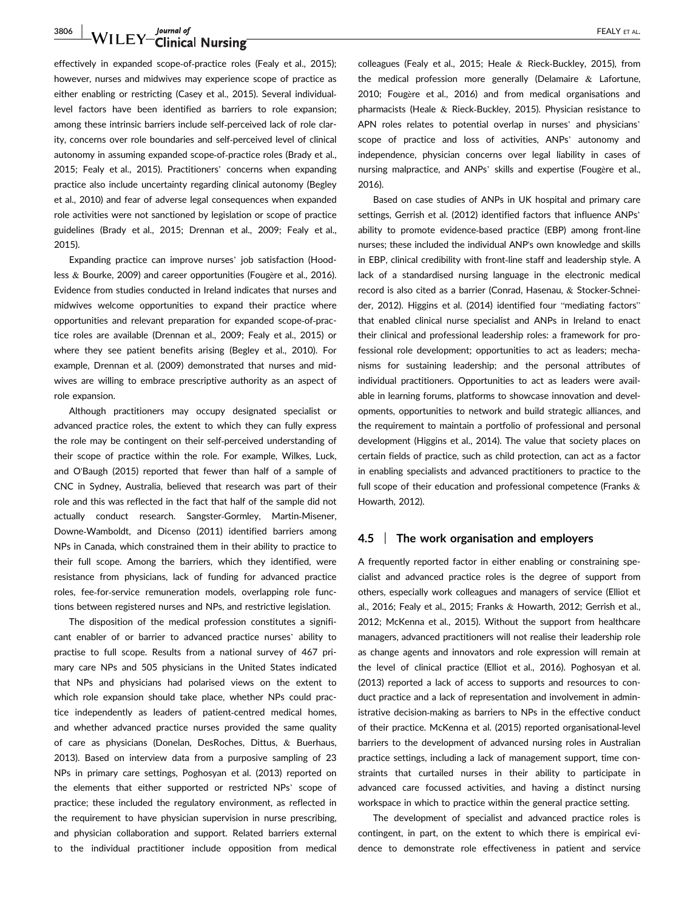effectively in expanded scope-of-practice roles (Fealy et al., 2015); however, nurses and midwives may experience scope of practice as either enabling or restricting (Casey et al., 2015). Several individual-level factors have been identified as barriers to role expansion; among these intrinsic barriers include self-perceived lack of role clarity, concerns over role boundaries and self-perceived level of clinical autonomy in assuming expanded scope-of-practice roles (Brady et al., 2015; Fealy et al., 2015). Practitioners' concerns when expanding practice also include uncertainty regarding clinical autonomy (Begley et al., 2010) and fear of adverse legal consequences when expanded role activities were not sanctioned by legislation or scope of practice guidelines (Brady et al., 2015; Drennan et al., 2009; Fealy et al., 2015).

Expanding practice can improve nurses' job satisfaction (Hoodless & Bourke, 2009) and career opportunities (Fougère et al., 2016). Evidence from studies conducted in Ireland indicates that nurses and midwives welcome opportunities to expand their practice where opportunities and relevant preparation for expanded scope-of-practice roles are available (Drennan et al., 2009; Fealy et al., 2015) or where they see patient benefits arising (Begley et al., 2010). For example, Drennan et al. (2009) demonstrated that nurses and midwives are willing to embrace prescriptive authority as an aspect of role expansion.

Although practitioners may occupy designated specialist or advanced practice roles, the extent to which they can fully express the role may be contingent on their self-perceived understanding of their scope of practice within the role. For example, Wilkes, Luck, and O'Baugh (2015) reported that fewer than half of a sample of CNC in Sydney, Australia, believed that research was part of their role and this was reflected in the fact that half of the sample did not actually conduct research. Sangster-Gormley, Martin-Misener, Downe-Wamboldt, and Dicenso (2011) identified barriers among NPs in Canada, which constrained them in their ability to practice to their full scope. Among the barriers, which they identified, were resistance from physicians, lack of funding for advanced practice roles, fee-for-service remuneration models, overlapping role functions between registered nurses and NPs, and restrictive legislation.

The disposition of the medical profession constitutes a significant enabler of or barrier to advanced practice nurses' ability to practise to full scope. Results from a national survey of 467 primary care NPs and 505 physicians in the United States indicated that NPs and physicians had polarised views on the extent to which role expansion should take place, whether NPs could practice independently as leaders of patient-centred medical homes, and whether advanced practice nurses provided the same quality of care as physicians (Donelan, DesRoches, Dittus, & Buerhaus, 2013). Based on interview data from a purposive sampling of 23 NPs in primary care settings, Poghosyan et al. (2013) reported on the elements that either supported or restricted NPs' scope of practice; these included the regulatory environment, as reflected in the requirement to have physician supervision in nurse prescribing, and physician collaboration and support. Related barriers external to the individual practitioner include opposition from medical colleagues (Fealy et al., 2015; Heale & Rieck-Buckley, 2015), from the medical profession more generally (Delamaire & Lafortune, 2010; Fougère et al., 2016) and from medical organisations and pharmacists (Heale & Rieck-Buckley, 2015). Physician resistance to APN roles relates to potential overlap in nurses' and physicians' scope of practice and loss of activities, ANPs' autonomy and independence, physician concerns over legal liability in cases of nursing malpractice, and ANPs' skills and expertise (Fougère et al., 2016).

Based on case studies of ANPs in UK hospital and primary care settings, Gerrish et al. (2012) identified factors that influence ANPs' ability to promote evidence-based practice (EBP) among front-line nurses; these included the individual ANP's own knowledge and skills in EBP, clinical credibility with front-line staff and leadership style. A lack of a standardised nursing language in the electronic medical record is also cited as a barrier (Conrad, Hasenau, & Stocker-Schneider, 2012). Higgins et al. (2014) identified four "mediating factors" that enabled clinical nurse specialist and ANPs in Ireland to enact their clinical and professional leadership roles: a framework for professional role development; opportunities to act as leaders; mechanisms for sustaining leadership; and the personal attributes of individual practitioners. Opportunities to act as leaders were available in learning forums, platforms to showcase innovation and developments, opportunities to network and build strategic alliances, and the requirement to maintain a portfolio of professional and personal development (Higgins et al., 2014). The value that society places on certain fields of practice, such as child protection, can act as a factor in enabling specialists and advanced practitioners to practice to the full scope of their education and professional competence (Franks & Howarth, 2012).

### 4.5 | The work organisation and employers

A frequently reported factor in either enabling or constraining specialist and advanced practice roles is the degree of support from others, especially work colleagues and managers of service (Elliot et al., 2016; Fealy et al., 2015; Franks & Howarth, 2012; Gerrish et al., 2012; McKenna et al., 2015). Without the support from healthcare managers, advanced practitioners will not realise their leadership role as change agents and innovators and role expression will remain at the level of clinical practice (Elliot et al., 2016). Poghosyan et al. (2013) reported a lack of access to supports and resources to conduct practice and a lack of representation and involvement in administrative decision-making as barriers to NPs in the effective conduct of their practice. McKenna et al. (2015) reported organisational-level barriers to the development of advanced nursing roles in Australian practice settings, including a lack of management support, time constraints that curtailed nurses in their ability to participate in advanced care focussed activities, and having a distinct nursing workspace in which to practice within the general practice setting.

The development of specialist and advanced practice roles is contingent, in part, on the extent to which there is empirical evidence to demonstrate role effectiveness in patient and service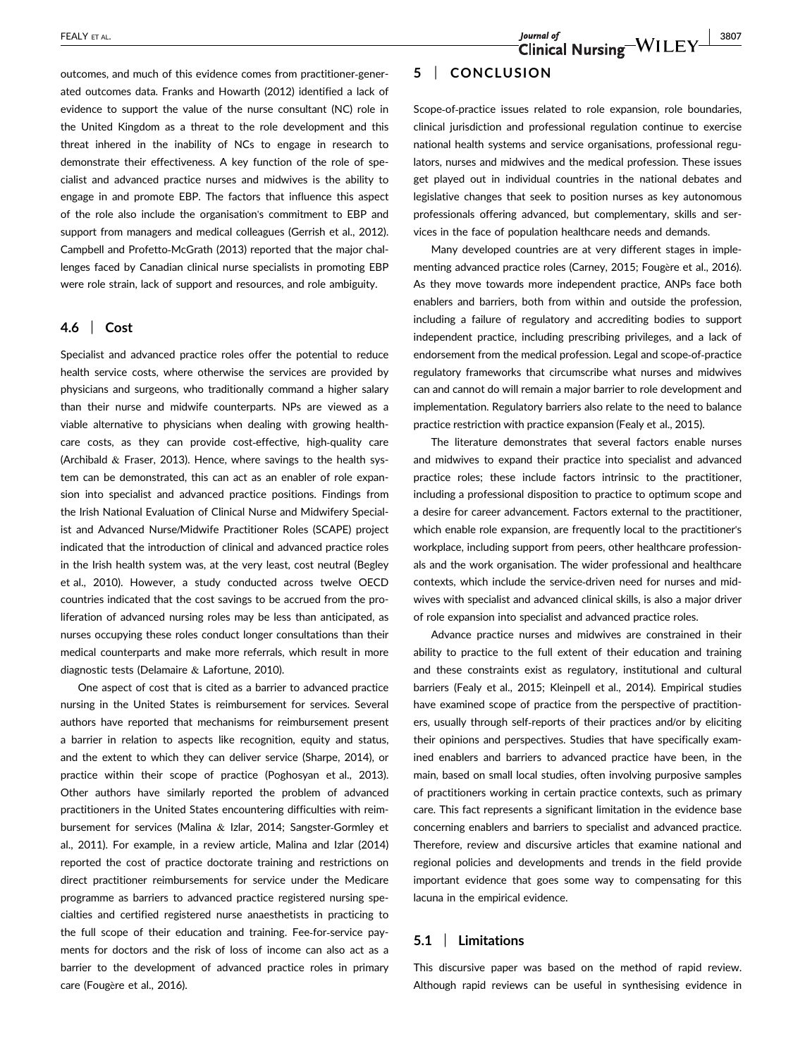outcomes, and much of this evidence comes from practitioner-generated outcomes data. Franks and Howarth (2012) identified a lack of evidence to support the value of the nurse consultant (NC) role in the United Kingdom as a threat to the role development and this threat inhered in the inability of NCs to engage in research to demonstrate their effectiveness. A key function of the role of specialist and advanced practice nurses and midwives is the ability to engage in and promote EBP. The factors that influence this aspect of the role also include the organisation's commitment to EBP and support from managers and medical colleagues (Gerrish et al., 2012). Campbell and Profetto-McGrath (2013) reported that the major challenges faced by Canadian clinical nurse specialists in promoting EBP were role strain, lack of support and resources, and role ambiguity.

### 4.6 | Cost

Specialist and advanced practice roles offer the potential to reduce health service costs, where otherwise the services are provided by physicians and surgeons, who traditionally command a higher salary than their nurse and midwife counterparts. NPs are viewed as a viable alternative to physicians when dealing with growing healthcare costs, as they can provide cost-effective, high-quality care (Archibald & Fraser, 2013). Hence, where savings to the health system can be demonstrated, this can act as an enabler of role expansion into specialist and advanced practice positions. Findings from the Irish National Evaluation of Clinical Nurse and Midwifery Specialist and Advanced Nurse/Midwife Practitioner Roles (SCAPE) project indicated that the introduction of clinical and advanced practice roles in the Irish health system was, at the very least, cost neutral (Begley et al., 2010). However, a study conducted across twelve OECD countries indicated that the cost savings to be accrued from the proliferation of advanced nursing roles may be less than anticipated, as nurses occupying these roles conduct longer consultations than their medical counterparts and make more referrals, which result in more diagnostic tests (Delamaire & Lafortune, 2010).

One aspect of cost that is cited as a barrier to advanced practice nursing in the United States is reimbursement for services. Several authors have reported that mechanisms for reimbursement present a barrier in relation to aspects like recognition, equity and status, and the extent to which they can deliver service (Sharpe, 2014), or practice within their scope of practice (Poghosyan et al., 2013). Other authors have similarly reported the problem of advanced practitioners in the United States encountering difficulties with reimbursement for services (Malina & Izlar, 2014; Sangster-Gormley et al., 2011). For example, in a review article, Malina and Izlar (2014) reported the cost of practice doctorate training and restrictions on direct practitioner reimbursements for service under the Medicare programme as barriers to advanced practice registered nursing specialties and certified registered nurse anaesthetists in practicing to the full scope of their education and training. Fee-for-service payments for doctors and the risk of loss of income can also act as a barrier to the development of advanced practice roles in primary care (Fougère et al., 2016).

## 5 | CONCLUSION

Scope-of-practice issues related to role expansion, role boundaries, clinical jurisdiction and professional regulation continue to exercise national health systems and service organisations, professional regulators, nurses and midwives and the medical profession. These issues get played out in individual countries in the national debates and legislative changes that seek to position nurses as key autonomous professionals offering advanced, but complementary, skills and services in the face of population healthcare needs and demands.

Many developed countries are at very different stages in implementing advanced practice roles (Carney, 2015; Fougère et al., 2016). As they move towards more independent practice, ANPs face both enablers and barriers, both from within and outside the profession, including a failure of regulatory and accrediting bodies to support independent practice, including prescribing privileges, and a lack of endorsement from the medical profession. Legal and scope-of-practice regulatory frameworks that circumscribe what nurses and midwives can and cannot do will remain a major barrier to role development and implementation. Regulatory barriers also relate to the need to balance practice restriction with practice expansion (Fealy et al., 2015).

The literature demonstrates that several factors enable nurses and midwives to expand their practice into specialist and advanced practice roles; these include factors intrinsic to the practitioner, including a professional disposition to practice to optimum scope and a desire for career advancement. Factors external to the practitioner, which enable role expansion, are frequently local to the practitioner's workplace, including support from peers, other healthcare professionals and the work organisation. The wider professional and healthcare contexts, which include the service-driven need for nurses and midwives with specialist and advanced clinical skills, is also a major driver of role expansion into specialist and advanced practice roles.

Advance practice nurses and midwives are constrained in their ability to practice to the full extent of their education and training and these constraints exist as regulatory, institutional and cultural barriers (Fealy et al., 2015; Kleinpell et al., 2014). Empirical studies have examined scope of practice from the perspective of practitioners, usually through self-reports of their practices and/or by eliciting their opinions and perspectives. Studies that have specifically examined enablers and barriers to advanced practice have been, in the main, based on small local studies, often involving purposive samples of practitioners working in certain practice contexts, such as primary care. This fact represents a significant limitation in the evidence base concerning enablers and barriers to specialist and advanced practice. Therefore, review and discursive articles that examine national and regional policies and developments and trends in the field provide important evidence that goes some way to compensating for this lacuna in the empirical evidence.

### 5.1 | Limitations

This discursive paper was based on the method of rapid review. Although rapid reviews can be useful in synthesising evidence in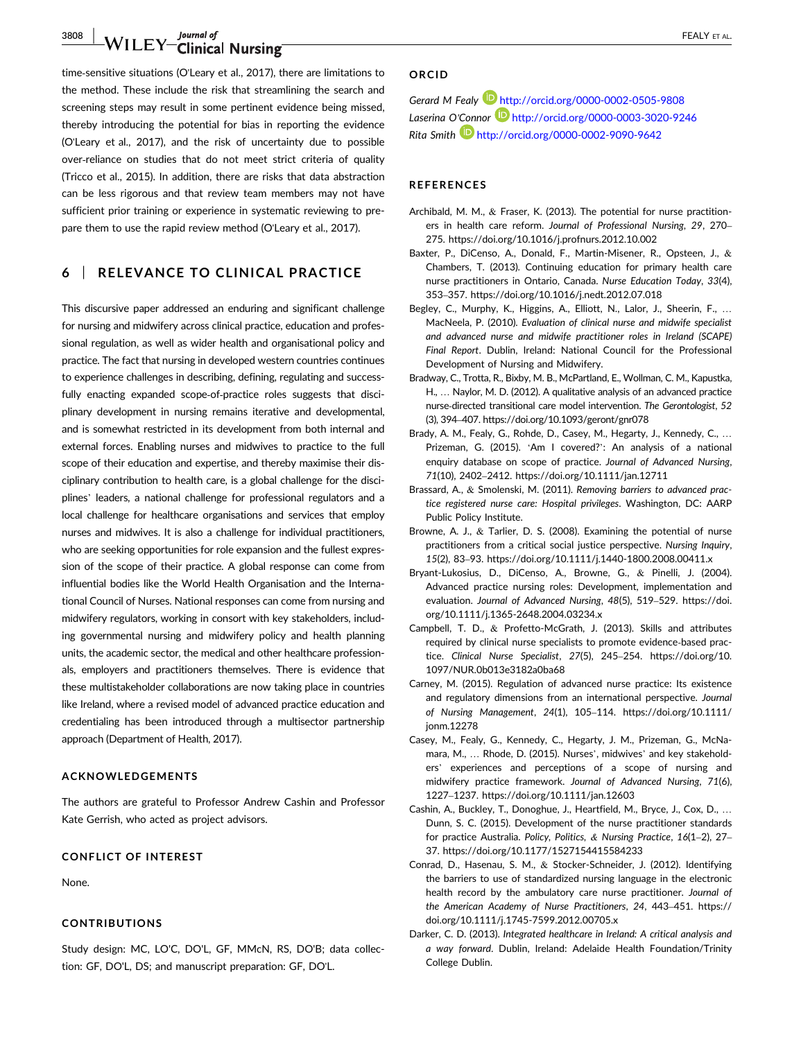time-sensitive situations (O'Leary et al., 2017), there are limitations to the method. These include the risk that streamlining the search and screening steps may result in some pertinent evidence being missed, thereby introducing the potential for bias in reporting the evidence (O'Leary et al., 2017), and the risk of uncertainty due to possible over-reliance on studies that do not meet strict criteria of quality (Tricco et al., 2015). In addition, there are risks that data abstraction can be less rigorous and that review team members may not have sufficient prior training or experience in systematic reviewing to prepare them to use the rapid review method (O'Leary et al., 2017).

## 6 | RELEVANCE TO CLINICAL PRACTICE

This discursive paper addressed an enduring and significant challenge for nursing and midwifery across clinical practice, education and professional regulation, as well as wider health and organisational policy and practice. The fact that nursing in developed western countries continues to experience challenges in describing, defining, regulating and successfully enacting expanded scope-of-practice roles suggests that disciplinary development in nursing remains iterative and developmental, and is somewhat restricted in its development from both internal and external forces. Enabling nurses and midwives to practice to the full scope of their education and expertise, and thereby maximise their disciplinary contribution to health care, is a global challenge for the disciplines' leaders, a national challenge for professional regulators and a local challenge for healthcare organisations and services that employ nurses and midwives. It is also a challenge for individual practitioners, who are seeking opportunities for role expansion and the fullest expression of the scope of their practice. A global response can come from influential bodies like the World Health Organisation and the International Council of Nurses. National responses can come from nursing and midwifery regulators, working in consort with key stakeholders, including governmental nursing and midwifery policy and health planning units, the academic sector, the medical and other healthcare professionals, employers and practitioners themselves. There is evidence that these multistakeholder collaborations are now taking place in countries like Ireland, where a revised model of advanced practice education and credentialing has been introduced through a multisector partnership approach (Department of Health, 2017).

### ACKNOWLEDGEMENTS

The authors are grateful to Professor Andrew Cashin and Professor Kate Gerrish, who acted as project advisors.

### CONFLICT OF INTEREST

None.

### CONTRIBUTIONS

Study design: MC, LO'C, DO'L, GF, MMcN, RS, DO'B; data collection: GF, DO'L, DS; and manuscript preparation: GF, DO'L.

### ORCID

*Gerard M Fealy* http://orcid.org/0000-0002-0505-9808
*Laserina O'Connor* http://orcid.org/0000-0003-3020-9246
*Rita Smith* http://orcid.org/0000-0002-9090-9642

### REFERENCES

Archibald, M. M., & Fraser, K. (2013). The potential for nurse practitioners in health care reform. *Journal of Professional Nursing*, *29*, 270–275. https://doi.org/10.1016/j.profnurs.2012.10.002

Baxter, P., DiCenso, A., Donald, F., Martin-Misener, R., Opsteen, J., & Chambers, T. (2013). Continuing education for primary health care nurse practitioners in Ontario, Canada. *Nurse Education Today*, *33*(4), 353–357. https://doi.org/10.1016/j.nedt.2012.07.018

Begley, C., Murphy, K., Higgins, A., Elliott, N., Lalor, J., Sheerin, F., … MacNeela, P. (2010). *Evaluation of clinical nurse and midwife specialist and advanced nurse and midwife practitioner roles in Ireland (SCAPE) Final Report*. Dublin, Ireland: National Council for the Professional Development of Nursing and Midwifery.

Bradway, C., Trotta, R., Bixby, M. B., McPartland, E., Wollman, C. M., Kapustka, H., … Naylor, M. D. (2012). A qualitative analysis of an advanced practice nurse-directed transitional care model intervention. *The Gerontologist*, *52*(3), 394–407. https://doi.org/10.1093/geront/gnr078

Brady, A. M., Fealy, G., Rohde, D., Casey, M., Hegarty, J., Kennedy, C., … Prizeman, G. (2015). 'Am I covered?': An analysis of a national enquiry database on scope of practice. *Journal of Advanced Nursing*, *71*(10), 2402–2412. https://doi.org/10.1111/jan.12711

Brassard, A., & Smolenski, M. (2011). *Removing barriers to advanced practice registered nurse care: Hospital privileges*. Washington, DC: AARP Public Policy Institute.

Browne, A. J., & Tarlier, D. S. (2008). Examining the potential of nurse practitioners from a critical social justice perspective. *Nursing Inquiry*, *15*(2), 83–93. https://doi.org/10.1111/j.1440-1800.2008.00411.x

Bryant-Lukosius, D., DiCenso, A., Browne, G., & Pinelli, J. (2004). Advanced practice nursing roles: Development, implementation and evaluation. *Journal of Advanced Nursing*, *48*(5), 519–529. https://doi.org/10.1111/j.1365-2648.2004.03234.x

Campbell, T. D., & Profetto-McGrath, J. (2013). Skills and attributes required by clinical nurse specialists to promote evidence-based practice. *Clinical Nurse Specialist*, *27*(5), 245–254. https://doi.org/10.1097/NUR.0b013e3182a0ba68

Carney, M. (2015). Regulation of advanced nurse practice: Its existence and regulatory dimensions from an international perspective. *Journal of Nursing Management*, *24*(1), 105–114. https://doi.org/10.1111/jonm.12278

Casey, M., Fealy, G., Kennedy, C., Hegarty, J. M., Prizeman, G., McNamara, M., … Rhode, D. (2015). Nurses', midwives' and key stakeholders' experiences and perceptions of a scope of nursing and midwifery practice framework. *Journal of Advanced Nursing*, *71*(6), 1227–1237. https://doi.org/10.1111/jan.12603

Cashin, A., Buckley, T., Donoghue, J., Heartfield, M., Bryce, J., Cox, D., … Dunn, S. C. (2015). Development of the nurse practitioner standards for practice Australia. *Policy, Politics, & Nursing Practice*, *16*(1–2), 27–37. https://doi.org/10.1177/1527154415584233

Conrad, D., Hasenau, S. M., & Stocker-Schneider, J. (2012). Identifying the barriers to use of standardized nursing language in the electronic health record by the ambulatory care nurse practitioner. *Journal of the American Academy of Nurse Practitioners*, *24*, 443–451. https://doi.org/10.1111/j.1745-7599.2012.00705.x

Darker, C. D. (2013). *Integrated healthcare in Ireland: A critical analysis and a way forward*. Dublin, Ireland: Adelaide Health Foundation/Trinity College Dublin.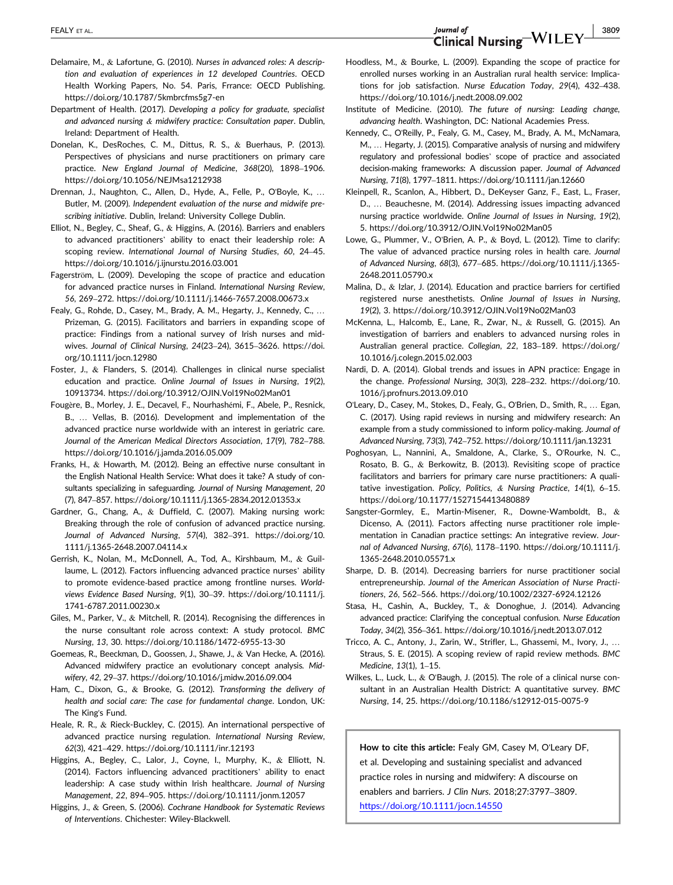Delamaire, M., & Lafortune, G. (2010). *Nurses in advanced roles: A description and evaluation of experiences in 12 developed Countries*. OECD Health Working Papers, No. 54. Paris, Frrance: OECD Publishing. https://doi.org/10.1787/5kmbrcfms5g7-en

Department of Health. (2017). *Developing a policy for graduate, specialist and advanced nursing & midwifery practice: Consultation paper*. Dublin, Ireland: Department of Health.

Donelan, K., DesRoches, C. M., Dittus, R. S., & Buerhaus, P. (2013). Perspectives of physicians and nurse practitioners on primary care practice. *New England Journal of Medicine*, *368*(20), 1898–1906. https://doi.org/10.1056/NEJMsa1212938

Drennan, J., Naughton, C., Allen, D., Hyde, A., Felle, P., O'Boyle, K., … Butler, M. (2009). *Independent evaluation of the nurse and midwife prescribing initiative*. Dublin, Ireland: University College Dublin.

Elliot, N., Begley, C., Sheaf, G., & Higgins, A. (2016). Barriers and enablers to advanced practitioners' ability to enact their leadership role: A scoping review. *International Journal of Nursing Studies*, *60*, 24–45. https://doi.org/10.1016/j.ijnurstu.2016.03.001

Fagerström, L. (2009). Developing the scope of practice and education for advanced practice nurses in Finland. *International Nursing Review*, *56*, 269–272. https://doi.org/10.1111/j.1466-7657.2008.00673.x

Fealy, G., Rohde, D., Casey, M., Brady, A. M., Hegarty, J., Kennedy, C., … Prizeman, G. (2015). Facilitators and barriers in expanding scope of practice: Findings from a national survey of Irish nurses and midwives. *Journal of Clinical Nursing*, *24*(23–24), 3615–3626. https://doi.org/10.1111/jocn.12980

Foster, J., & Flanders, S. (2014). Challenges in clinical nurse specialist education and practice. *Online Journal of Issues in Nursing*, *19*(2), 10913734. https://doi.org/10.3912/OJIN.Vol19No02Man01

Fougère, B., Morley, J. E., Decavel, F., Nourhashémi, F., Abele, P., Resnick, B., … Vellas, B. (2016). Development and implementation of the advanced practice nurse worldwide with an interest in geriatric care. *Journal of the American Medical Directors Association*, *17*(9), 782–788. https://doi.org/10.1016/j.jamda.2016.05.009

Franks, H., & Howarth, M. (2012). Being an effective nurse consultant in the English National Health Service: What does it take? A study of consultants specializing in safeguarding. *Journal of Nursing Management*, *20*(7), 847–857. https://doi.org/10.1111/j.1365-2834.2012.01353.x

Gardner, G., Chang, A., & Duffield, C. (2007). Making nursing work: Breaking through the role of confusion of advanced practice nursing. *Journal of Advanced Nursing*, *57*(4), 382–391. https://doi.org/10.1111/j.1365-2648.2007.04114.x

Gerrish, K., Nolan, M., McDonnell, A., Tod, A., Kirshbaum, M., & Guillaume, L. (2012). Factors influencing advanced practice nurses' ability to promote evidence-based practice among frontline nurses. *Worldviews Evidence Based Nursing*, *9*(1), 30–39. https://doi.org/10.1111/j.1741-6787.2011.00230.x

Giles, M., Parker, V., & Mitchell, R. (2014). Recognising the differences in the nurse consultant role across context: A study protocol. *BMC Nursing*, *13*, 30. https://doi.org/10.1186/1472-6955-13-30

Goemeas, R., Beeckman, D., Goossen, J., Shawe, J., & Van Hecke, A. (2016). Advanced midwifery practice an evolutionary concept analysis. *Midwifery*, *42*, 29–37. https://doi.org/10.1016/j.midw.2016.09.004

Ham, C., Dixon, G., & Brooke, G. (2012). *Transforming the delivery of health and social care: The case for fundamental change*. London, UK: The King's Fund.

Heale, R. R., & Rieck-Buckley, C. (2015). An international perspective of advanced practice nursing regulation. *International Nursing Review*, *62*(3), 421–429. https://doi.org/10.1111/inr.12193

Higgins, A., Begley, C., Lalor, J., Coyne, I., Murphy, K., & Elliott, N. (2014). Factors influencing advanced practitioners' ability to enact leadership: A case study within Irish healthcare. *Journal of Nursing Management*, *22*, 894–905. https://doi.org/10.1111/jonm.12057

Higgins, J., & Green, S. (2006). *Cochrane Handbook for Systematic Reviews of Interventions*. Chichester: Wiley-Blackwell.

Hoodless, M., & Bourke, L. (2009). Expanding the scope of practice for enrolled nurses working in an Australian rural health service: Implications for job satisfaction. *Nurse Education Today*, *29*(4), 432–438. https://doi.org/10.1016/j.nedt.2008.09.002

Institute of Medicine. (2010). *The future of nursing: Leading change, advancing health*. Washington, DC: National Academies Press.

Kennedy, C., O'Reilly, P., Fealy, G. M., Casey, M., Brady, A. M., McNamara, M., … Hegarty, J. (2015). Comparative analysis of nursing and midwifery regulatory and professional bodies' scope of practice and associated decision-making frameworks: A discussion paper. *Journal of Advanced Nursing*, *71*(8), 1797–1811. https://doi.org/10.1111/jan.12660

Kleinpell, R., Scanlon, A., Hibbert, D., DeKeyser Ganz, F., East, L., Fraser, D., … Beauchesne, M. (2014). Addressing issues impacting advanced nursing practice worldwide. *Online Journal of Issues in Nursing*, *19*(2), 5. https://doi.org/10.3912/OJIN.Vol19No02Man05

Lowe, G., Plummer, V., O'Brien, A. P., & Boyd, L. (2012). Time to clarify: The value of advanced practice nursing roles in health care. *Journal of Advanced Nursing*, *68*(3), 677–685. https://doi.org/10.1111/j.1365-2648.2011.05790.x

Malina, D., & Izlar, J. (2014). Education and practice barriers for certified registered nurse anesthetists. *Online Journal of Issues in Nursing*, *19*(2), 3. https://doi.org/10.3912/OJIN.Vol19No02Man03

McKenna, L., Halcomb, E., Lane, R., Zwar, N., & Russell, G. (2015). An investigation of barriers and enablers to advanced nursing roles in Australian general practice. *Collegian*, *22*, 183–189. https://doi.org/10.1016/j.colegn.2015.02.003

Nardi, D. A. (2014). Global trends and issues in APN practice: Engage in the change. *Professional Nursing*, *30*(3), 228–232. https://doi.org/10.1016/j.profnurs.2013.09.010

O'Leary, D., Casey, M., Stokes, D., Fealy, G., O'Brien, D., Smith, R., … Egan, C. (2017). Using rapid reviews in nursing and midwifery research: An example from a study commissioned to inform policy-making. *Journal of Advanced Nursing*, *73*(3), 742–752. https://doi.org/10.1111/jan.13231

Poghosyan, L., Nannini, A., Smaldone, A., Clarke, S., O'Rourke, N. C., Rosato, B. G., & Berkowitz, B. (2013). Revisiting scope of practice facilitators and barriers for primary care nurse practitioners: A qualitative investigation. *Policy, Politics, & Nursing Practice*, *14*(1), 6–15. https://doi.org/10.1177/1527154413480889

Sangster-Gormley, E., Martin-Misener, R., Downe-Wamboldt, B., & Dicenso, A. (2011). Factors affecting nurse practitioner role implementation in Canadian practice settings: An integrative review. *Journal of Advanced Nursing*, *67*(6), 1178–1190. https://doi.org/10.1111/j.1365-2648.2010.05571.x

Sharpe, D. B. (2014). Decreasing barriers for nurse practitioner social entrepreneurship. *Journal of the American Association of Nurse Practitioners*, *26*, 562–566. https://doi.org/10.1002/2327-6924.12126

Stasa, H., Cashin, A., Buckley, T., & Donoghue, J. (2014). Advancing advanced practice: Clarifying the conceptual confusion. *Nurse Education Today*, *34*(2), 356–361. https://doi.org/10.1016/j.nedt.2013.07.012

Tricco, A. C., Antony, J., Zarin, W., Strifler, L., Ghassemi, M., Ivory, J., … Straus, S. E. (2015). A scoping review of rapid review methods. *BMC Medicine*, *13*(1), 1–15.

Wilkes, L., Luck, L., & O'Baugh, J. (2015). The role of a clinical nurse consultant in an Australian Health District: A quantitative survey. *BMC Nursing*, *14*, 25. https://doi.org/10.1186/s12912-015-0075-9

**How to cite this article:** Fealy GM, Casey M, O'Leary DF, et al. Developing and sustaining specialist and advanced practice roles in nursing and midwifery: A discourse on enablers and barriers. *J Clin Nurs*. 2018;27:3797–3809. https://doi.org/10.1111/jocn.14550